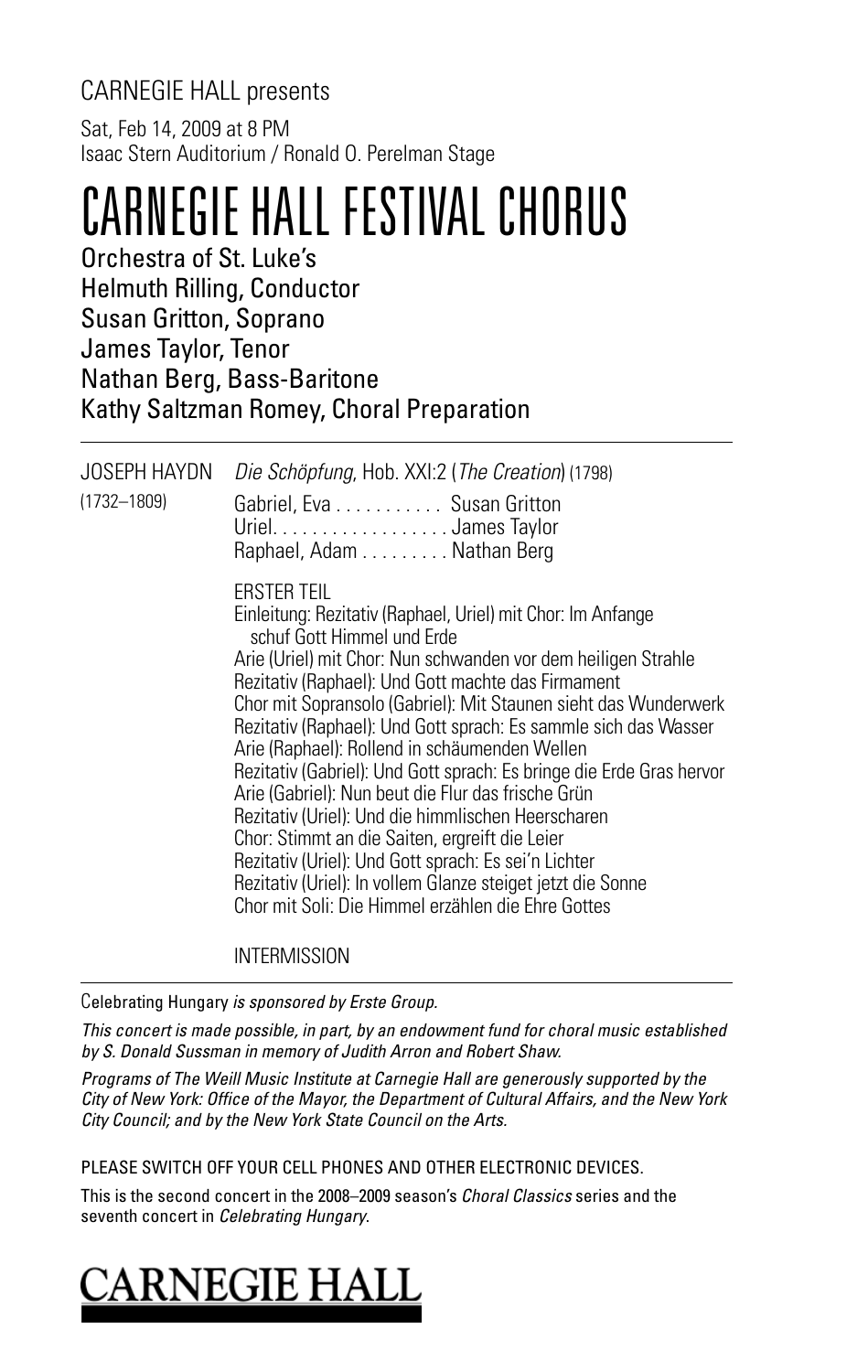CARNEGIE HALL presents

Sat, Feb 14, 2009 at 8 PM
Isaac Stern Auditorium / Ronald O. Perelman Stage

# CARNEGIE HALL FESTIVAL CHORUS

Orchestra of St. Luke's
Helmuth Rilling, Conductor
Susan Gritton, Soprano
James Taylor, Tenor
Nathan Berg, Bass-Baritone
Kathy Saltzman Romey, Choral Preparation

---

JOSEPH HAYDN (1732–1809)

*Die Schöpfung*, Hob. XXI:2 (*The Creation*) (1798)

Gabriel, Eva . . . . . . . . . . . Susan Gritton
Uriel. . . . . . . . . . . . . . . . . . James Taylor
Raphael, Adam . . . . . . . . . Nathan Berg

ERSTER TEIL

Einleitung: Rezitativ (Raphael, Uriel) mit Chor: Im Anfange schuf Gott Himmel und Erde
Arie (Uriel) mit Chor: Nun schwanden vor dem heiligen Strahle
Rezitativ (Raphael): Und Gott machte das Firmament
Chor mit Sopransolo (Gabriel): Mit Staunen sieht das Wunderwerk
Rezitativ (Raphael): Und Gott sprach: Es sammle sich das Wasser
Arie (Raphael): Rollend in schäumenden Wellen
Rezitativ (Gabriel): Und Gott sprach: Es bringe die Erde Gras hervor
Arie (Gabriel): Nun beut die Flur das frische Grün
Rezitativ (Uriel): Und die himmlischen Heerscharen
Chor: Stimmt an die Saiten, ergreift die Leier
Rezitativ (Uriel): Und Gott sprach: Es sei'n Lichter
Rezitativ (Uriel): In vollem Glanze steiget jetzt die Sonne
Chor mit Soli: Die Himmel erzählen die Ehre Gottes

INTERMISSION

---

Celebrating Hungary *is sponsored by Erste Group.*

*This concert is made possible, in part, by an endowment fund for choral music established by S. Donald Sussman in memory of Judith Arron and Robert Shaw.*

*Programs of The Weill Music Institute at Carnegie Hall are generously supported by the City of New York: Office of the Mayor, the Department of Cultural Affairs, and the New York City Council; and by the New York State Council on the Arts.*

PLEASE SWITCH OFF YOUR CELL PHONES AND OTHER ELECTRONIC DEVICES.

This is the second concert in the 2008–2009 season's *Choral Classics* series and the seventh concert in *Celebrating Hungary*.

CARNEGIE HALL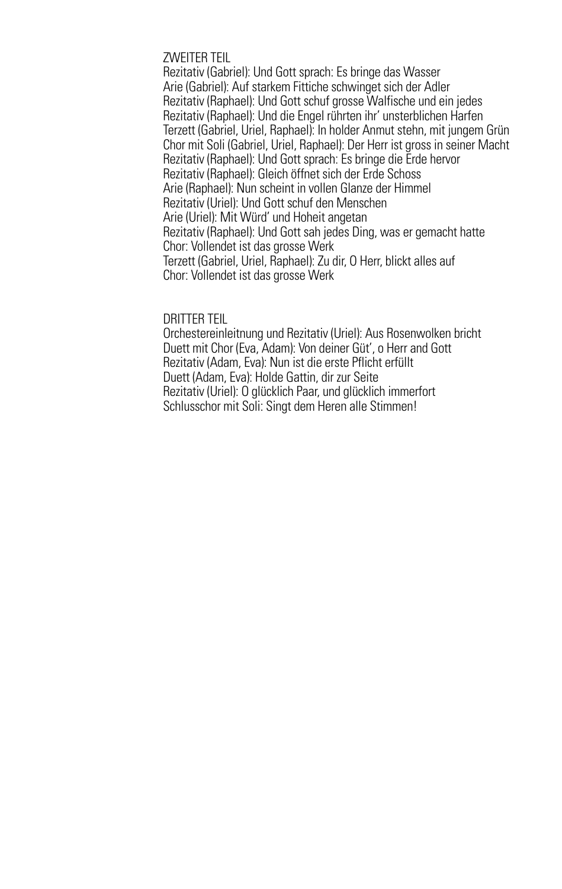ZWEITER TEIL

Rezitativ (Gabriel): Und Gott sprach: Es bringe das Wasser
Arie (Gabriel): Auf starkem Fittiche schwinget sich der Adler
Rezitativ (Raphael): Und Gott schuf grosse Walfische und ein jedes
Rezitativ (Raphael): Und die Engel rührten ihr' unsterblichen Harfen
Terzett (Gabriel, Uriel, Raphael): In holder Anmut stehn, mit jungem Grün
Chor mit Soli (Gabriel, Uriel, Raphael): Der Herr ist gross in seiner Macht
Rezitativ (Raphael): Und Gott sprach: Es bringe die Erde hervor
Rezitativ (Raphael): Gleich öffnet sich der Erde Schoss
Arie (Raphael): Nun scheint in vollen Glanze der Himmel
Rezitativ (Uriel): Und Gott schuf den Menschen
Arie (Uriel): Mit Würd' und Hoheit angetan
Rezitativ (Raphael): Und Gott sah jedes Ding, was er gemacht hatte
Chor: Vollendet ist das grosse Werk
Terzett (Gabriel, Uriel, Raphael): Zu dir, O Herr, blickt alles auf
Chor: Vollendet ist das grosse Werk

DRITTER TEIL

Orchestereinleitnung und Rezitativ (Uriel): Aus Rosenwolken bricht
Duett mit Chor (Eva, Adam): Von deiner Güt', o Herr and Gott
Rezitativ (Adam, Eva): Nun ist die erste Pflicht erfüllt
Duett (Adam, Eva): Holde Gattin, dir zur Seite
Rezitativ (Uriel): O glücklich Paar, und glücklich immerfort
Schlusschor mit Soli: Singt dem Heren alle Stimmen!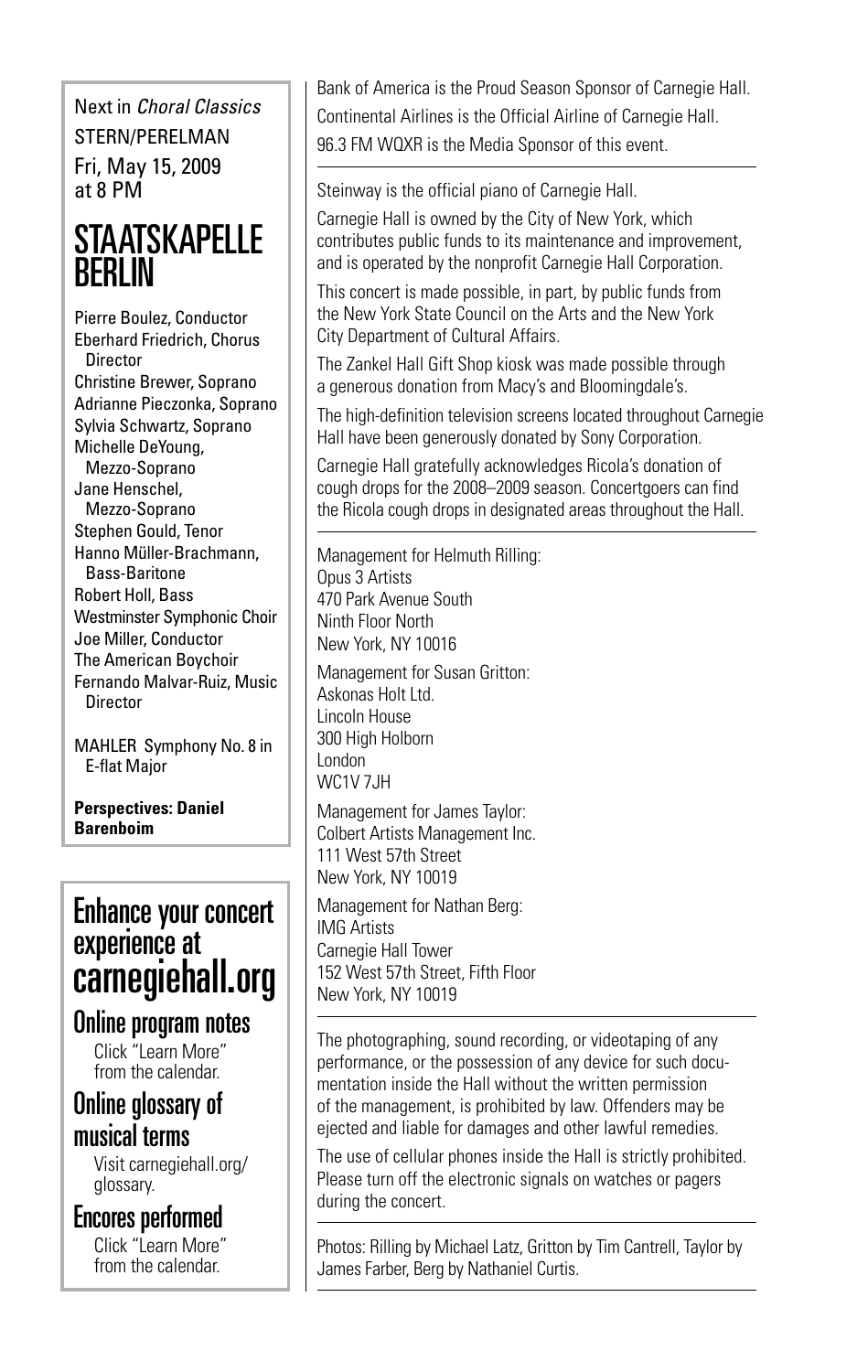Next in *Choral Classics*

STERN/PERELMAN

Fri, May 15, 2009 at 8 PM

# STAATSKAPELLE BERLIN

Pierre Boulez, Conductor
Eberhard Friedrich, Chorus Director
Christine Brewer, Soprano
Adrianne Pieczonka, Soprano
Sylvia Schwartz, Soprano
Michelle DeYoung, Mezzo-Soprano
Jane Henschel, Mezzo-Soprano
Stephen Gould, Tenor
Hanno Müller-Brachmann, Bass-Baritone
Robert Holl, Bass
Westminster Symphonic Choir
Joe Miller, Conductor
The American Boychoir
Fernando Malvar-Ruiz, Music Director

MAHLER Symphony No. 8 in E-flat Major

**Perspectives: Daniel Barenboim**

## Enhance your concert experience at carnegiehall.org

### Online program notes

Click "Learn More" from the calendar.

### Online glossary of musical terms

Visit carnegiehall.org/glossary.

### Encores performed

Click "Learn More" from the calendar.

---

Bank of America is the Proud Season Sponsor of Carnegie Hall.

Continental Airlines is the Official Airline of Carnegie Hall.

96.3 FM WQXR is the Media Sponsor of this event.

---

Steinway is the official piano of Carnegie Hall.

Carnegie Hall is owned by the City of New York, which contributes public funds to its maintenance and improvement, and is operated by the nonprofit Carnegie Hall Corporation.

This concert is made possible, in part, by public funds from the New York State Council on the Arts and the New York City Department of Cultural Affairs.

The Zankel Hall Gift Shop kiosk was made possible through a generous donation from Macy's and Bloomingdale's.

The high-definition television screens located throughout Carnegie Hall have been generously donated by Sony Corporation.

Carnegie Hall gratefully acknowledges Ricola's donation of cough drops for the 2008–2009 season. Concertgoers can find the Ricola cough drops in designated areas throughout the Hall.

---

Management for Helmuth Rilling:
Opus 3 Artists
470 Park Avenue South
Ninth Floor North
New York, NY 10016

Management for Susan Gritton:
Askonas Holt Ltd.
Lincoln House
300 High Holborn
London
WC1V 7JH

Management for James Taylor:
Colbert Artists Management Inc.
111 West 57th Street
New York, NY 10019

Management for Nathan Berg:
IMG Artists
Carnegie Hall Tower
152 West 57th Street, Fifth Floor
New York, NY 10019

---

The photographing, sound recording, or videotaping of any performance, or the possession of any device for such documentation inside the Hall without the written permission of the management, is prohibited by law. Offenders may be ejected and liable for damages and other lawful remedies.

The use of cellular phones inside the Hall is strictly prohibited. Please turn off the electronic signals on watches or pagers during the concert.

---

Photos: Rilling by Michael Latz, Gritton by Tim Cantrell, Taylor by James Farber, Berg by Nathaniel Curtis.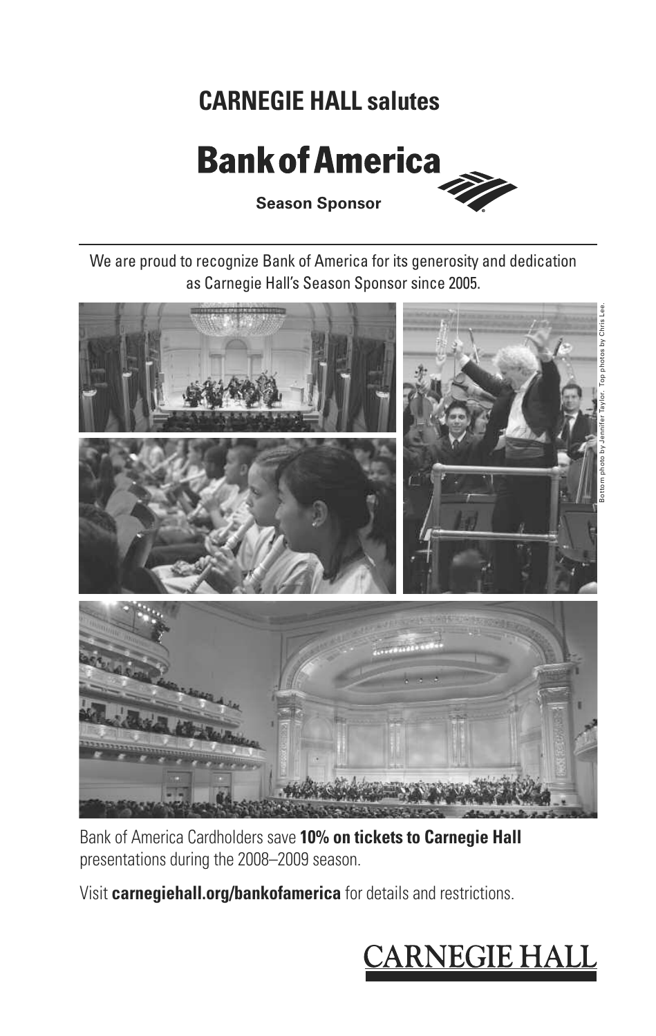# CARNEGIE HALL salutes

## Bank of America

**Season Sponsor**

We are proud to recognize Bank of America for its generosity and dedication as Carnegie Hall's Season Sponsor since 2005.

Bottom photo by Jennifer Taylor. Top photos by Chris Lee.

Bank of America Cardholders save **10% on tickets to Carnegie Hall** presentations during the 2008–2009 season.

Visit **carnegiehall.org/bankofamerica** for details and restrictions.

CARNEGIE HALL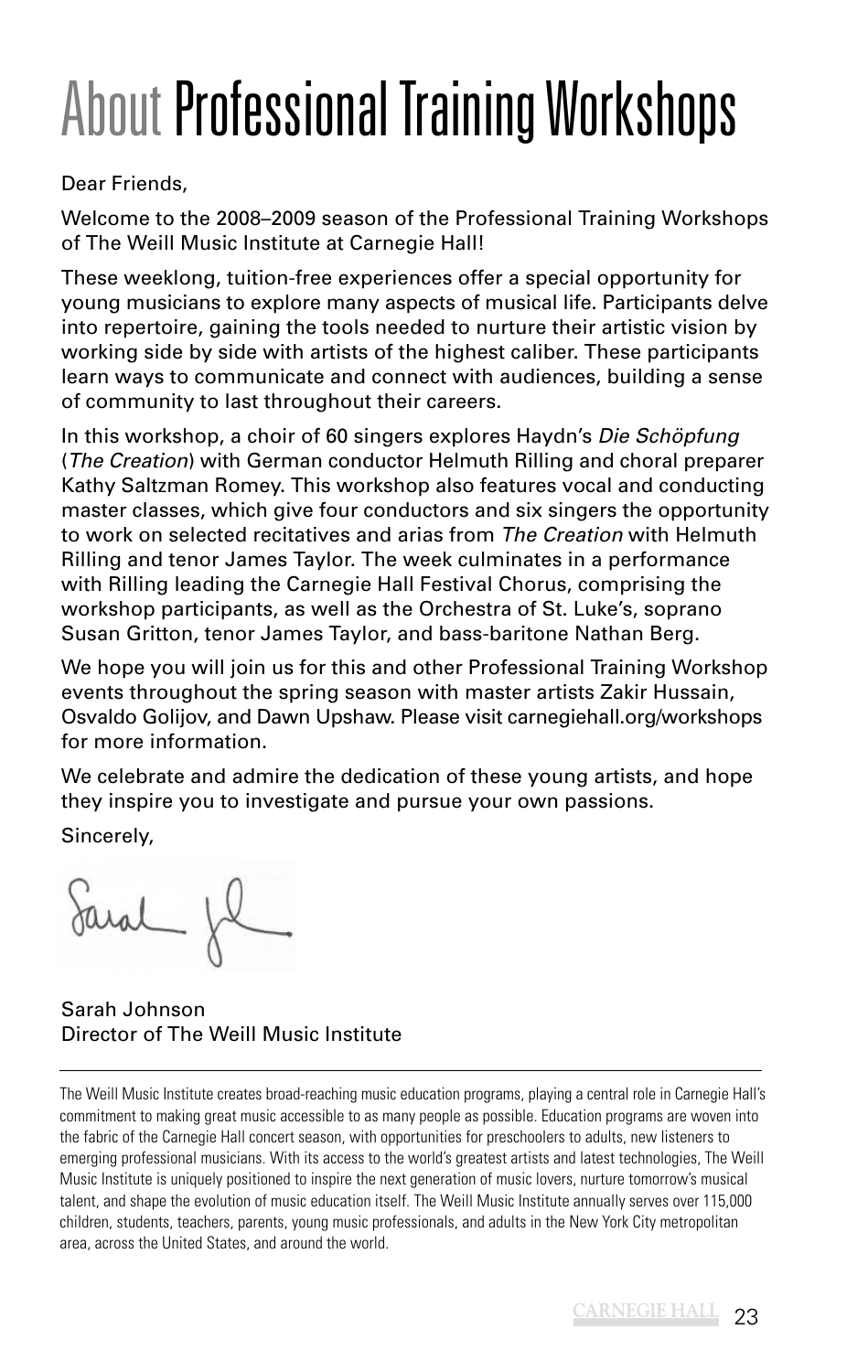# About Professional Training Workshops

Dear Friends,

Welcome to the 2008–2009 season of the Professional Training Workshops of The Weill Music Institute at Carnegie Hall!

These weeklong, tuition-free experiences offer a special opportunity for young musicians to explore many aspects of musical life. Participants delve into repertoire, gaining the tools needed to nurture their artistic vision by working side by side with artists of the highest caliber. These participants learn ways to communicate and connect with audiences, building a sense of community to last throughout their careers.

In this workshop, a choir of 60 singers explores Haydn's *Die Schöpfung* (*The Creation*) with German conductor Helmuth Rilling and choral preparer Kathy Saltzman Romey. This workshop also features vocal and conducting master classes, which give four conductors and six singers the opportunity to work on selected recitatives and arias from *The Creation* with Helmuth Rilling and tenor James Taylor. The week culminates in a performance with Rilling leading the Carnegie Hall Festival Chorus, comprising the workshop participants, as well as the Orchestra of St. Luke's, soprano Susan Gritton, tenor James Taylor, and bass-baritone Nathan Berg.

We hope you will join us for this and other Professional Training Workshop events throughout the spring season with master artists Zakir Hussain, Osvaldo Golijov, and Dawn Upshaw. Please visit carnegiehall.org/workshops for more information.

We celebrate and admire the dedication of these young artists, and hope they inspire you to investigate and pursue your own passions.

Sincerely,

Sarah Johnson
Director of The Weill Music Institute

---

The Weill Music Institute creates broad-reaching music education programs, playing a central role in Carnegie Hall's commitment to making great music accessible to as many people as possible. Education programs are woven into the fabric of the Carnegie Hall concert season, with opportunities for preschoolers to adults, new listeners to emerging professional musicians. With its access to the world's greatest artists and latest technologies, The Weill Music Institute is uniquely positioned to inspire the next generation of music lovers, nurture tomorrow's musical talent, and shape the evolution of music education itself. The Weill Music Institute annually serves over 115,000 children, students, teachers, parents, young music professionals, and adults in the New York City metropolitan area, across the United States, and around the world.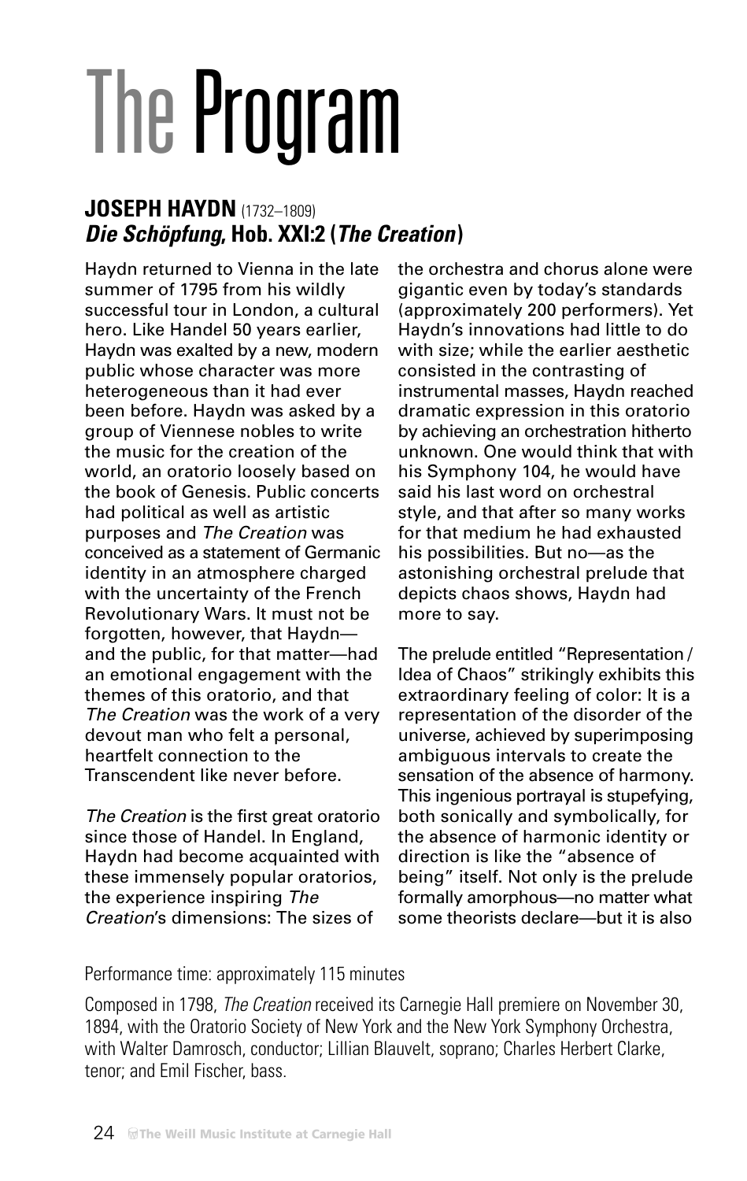# The Program

## **JOSEPH HAYDN** (1732–1809)
### ***Die Schöpfung*, Hob. XXI:2 (*The Creation*)**

Haydn returned to Vienna in the late summer of 1795 from his wildly successful tour in London, a cultural hero. Like Handel 50 years earlier, Haydn was exalted by a new, modern public whose character was more heterogeneous than it had ever been before. Haydn was asked by a group of Viennese nobles to write the music for the creation of the world, an oratorio loosely based on the book of Genesis. Public concerts had political as well as artistic purposes and *The Creation* was conceived as a statement of Germanic identity in an atmosphere charged with the uncertainty of the French Revolutionary Wars. It must not be forgotten, however, that Haydn—and the public, for that matter—had an emotional engagement with the themes of this oratorio, and that *The Creation* was the work of a very devout man who felt a personal, heartfelt connection to the Transcendent like never before.

*The Creation* is the first great oratorio since those of Handel. In England, Haydn had become acquainted with these immensely popular oratorios, the experience inspiring *The Creation*'s dimensions: The sizes of the orchestra and chorus alone were gigantic even by today's standards (approximately 200 performers). Yet Haydn's innovations had little to do with size; while the earlier aesthetic consisted in the contrasting of instrumental masses, Haydn reached dramatic expression in this oratorio by achieving an orchestration hitherto unknown. One would think that with his Symphony 104, he would have said his last word on orchestral style, and that after so many works for that medium he had exhausted his possibilities. But no—as the astonishing orchestral prelude that depicts chaos shows, Haydn had more to say.

The prelude entitled "Representation / Idea of Chaos" strikingly exhibits this extraordinary feeling of color: It is a representation of the disorder of the universe, achieved by superimposing ambiguous intervals to create the sensation of the absence of harmony. This ingenious portrayal is stupefying, both sonically and symbolically, for the absence of harmonic identity or direction is like the "absence of being" itself. Not only is the prelude formally amorphous—no matter what some theorists declare—but it is also

Performance time: approximately 115 minutes

Composed in 1798, *The Creation* received its Carnegie Hall premiere on November 30, 1894, with the Oratorio Society of New York and the New York Symphony Orchestra, with Walter Damrosch, conductor; Lillian Blauvelt, soprano; Charles Herbert Clarke, tenor; and Emil Fischer, bass.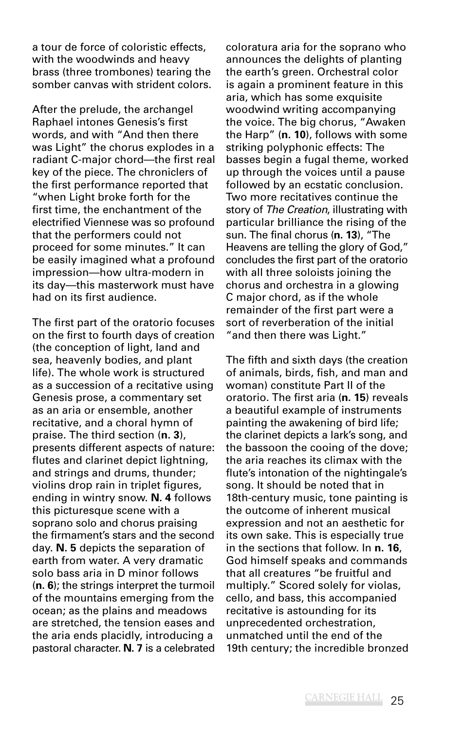a tour de force of coloristic effects, with the woodwinds and heavy brass (three trombones) tearing the somber canvas with strident colors.

After the prelude, the archangel Raphael intones Genesis's first words, and with "And then there was Light" the chorus explodes in a radiant C-major chord—the first real key of the piece. The chroniclers of the first performance reported that "when Light broke forth for the first time, the enchantment of the electrified Viennese was so profound that the performers could not proceed for some minutes." It can be easily imagined what a profound impression—how ultra-modern in its day—this masterwork must have had on its first audience.

The first part of the oratorio focuses on the first to fourth days of creation (the conception of light, land and sea, heavenly bodies, and plant life). The whole work is structured as a succession of a recitative using Genesis prose, a commentary set as an aria or ensemble, another recitative, and a choral hymn of praise. The third section (**n. 3**), presents different aspects of nature: flutes and clarinet depict lightning, and strings and drums, thunder; violins drop rain in triplet figures, ending in wintry snow. **N. 4** follows this picturesque scene with a soprano solo and chorus praising the firmament's stars and the second day. **N. 5** depicts the separation of earth from water. A very dramatic solo bass aria in D minor follows (**n. 6**); the strings interpret the turmoil of the mountains emerging from the ocean; as the plains and meadows are stretched, the tension eases and the aria ends placidly, introducing a pastoral character. **N. 7** is a celebrated coloratura aria for the soprano who announces the delights of planting the earth's green. Orchestral color is again a prominent feature in this aria, which has some exquisite woodwind writing accompanying the voice. The big chorus, "Awaken the Harp" (**n. 10**), follows with some striking polyphonic effects: The basses begin a fugal theme, worked up through the voices until a pause followed by an ecstatic conclusion. Two more recitatives continue the story of *The Creation*, illustrating with particular brilliance the rising of the sun. The final chorus (**n. 13**), "The Heavens are telling the glory of God," concludes the first part of the oratorio with all three soloists joining the chorus and orchestra in a glowing C major chord, as if the whole remainder of the first part were a sort of reverberation of the initial "and then there was Light."

The fifth and sixth days (the creation of animals, birds, fish, and man and woman) constitute Part II of the oratorio. The first aria (**n. 15**) reveals a beautiful example of instruments painting the awakening of bird life; the clarinet depicts a lark's song, and the bassoon the cooing of the dove; the aria reaches its climax with the flute's intonation of the nightingale's song. It should be noted that in 18th-century music, tone painting is the outcome of inherent musical expression and not an aesthetic for its own sake. This is especially true in the sections that follow. In **n. 16**, God himself speaks and commands that all creatures "be fruitful and multiply." Scored solely for violas, cello, and bass, this accompanied recitative is astounding for its unprecedented orchestration, unmatched until the end of the 19th century; the incredible bronzed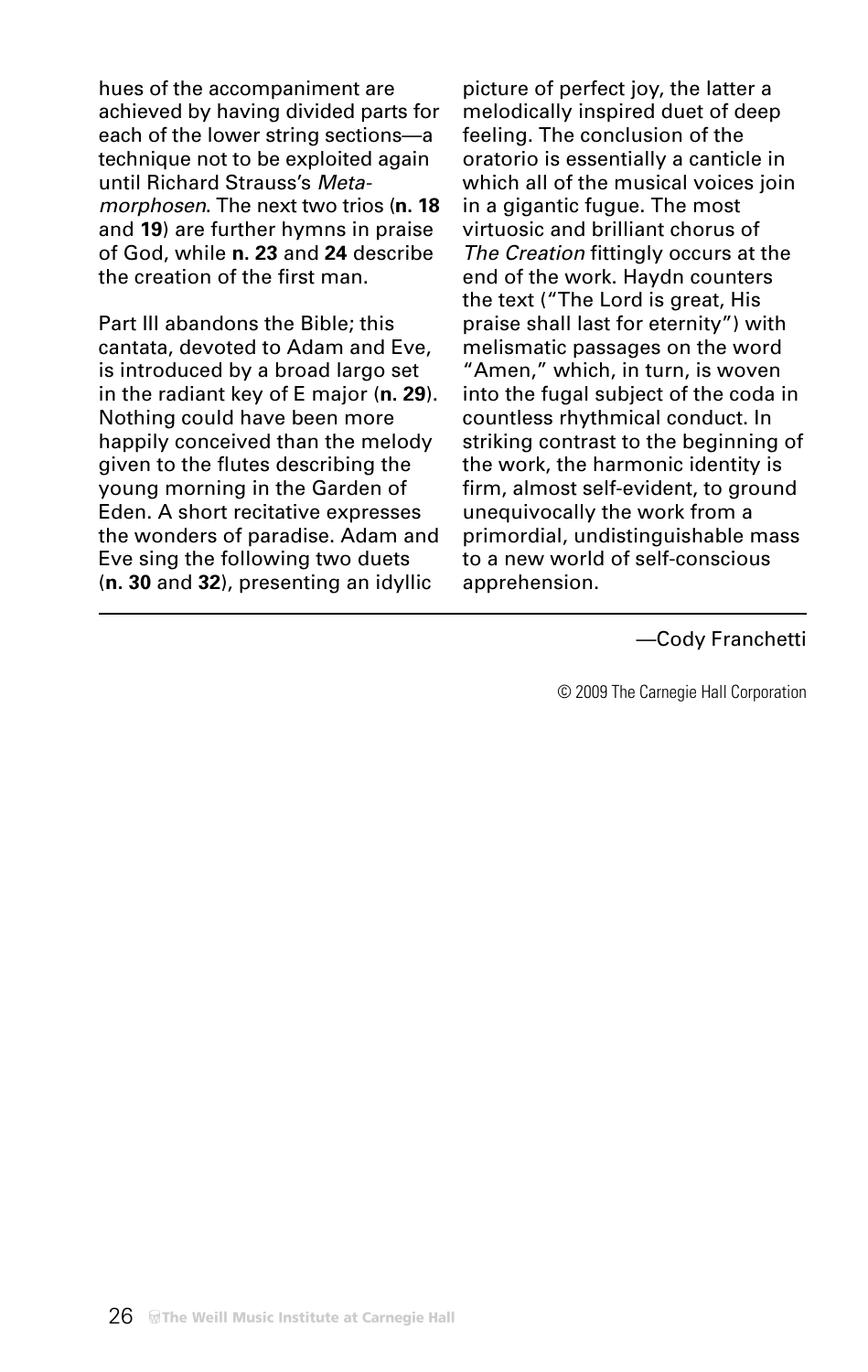hues of the accompaniment are achieved by having divided parts for each of the lower string sections—a technique not to be exploited again until Richard Strauss's *Metamorphosen*. The next two trios (**n. 18** and **19**) are further hymns in praise of God, while **n. 23** and **24** describe the creation of the first man.

Part III abandons the Bible; this cantata, devoted to Adam and Eve, is introduced by a broad largo set in the radiant key of E major (**n. 29**). Nothing could have been more happily conceived than the melody given to the flutes describing the young morning in the Garden of Eden. A short recitative expresses the wonders of paradise. Adam and Eve sing the following two duets (**n. 30** and **32**), presenting an idyllic picture of perfect joy, the latter a melodically inspired duet of deep feeling. The conclusion of the oratorio is essentially a canticle in which all of the musical voices join in a gigantic fugue. The most virtuosic and brilliant chorus of *The Creation* fittingly occurs at the end of the work. Haydn counters the text ("The Lord is great, His praise shall last for eternity") with melismatic passages on the word "Amen," which, in turn, is woven into the fugal subject of the coda in countless rhythmical conduct. In striking contrast to the beginning of the work, the harmonic identity is firm, almost self-evident, to ground unequivocally the work from a primordial, undistinguishable mass to a new world of self-conscious apprehension.

—Cody Franchetti

© 2009 The Carnegie Hall Corporation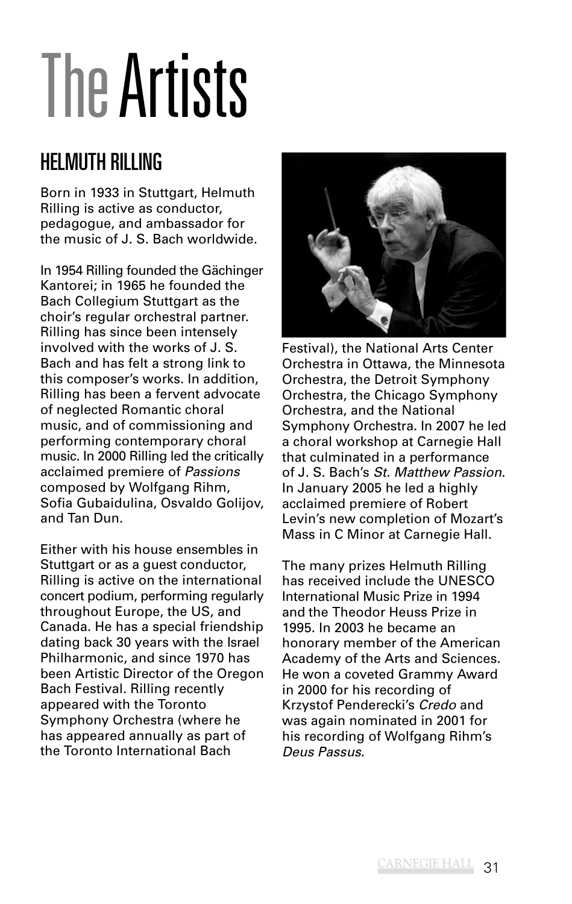# The Artists

## HELMUTH RILLING

Born in 1933 in Stuttgart, Helmuth Rilling is active as conductor, pedagogue, and ambassador for the music of J. S. Bach worldwide.

In 1954 Rilling founded the Gächinger Kantorei; in 1965 he founded the Bach Collegium Stuttgart as the choir's regular orchestral partner. Rilling has since been intensely involved with the works of J. S. Bach and has felt a strong link to this composer's works. In addition, Rilling has been a fervent advocate of neglected Romantic choral music, and of commissioning and performing contemporary choral music. In 2000 Rilling led the critically acclaimed premiere of *Passions* composed by Wolfgang Rihm, Sofia Gubaidulina, Osvaldo Golijov, and Tan Dun.

Either with his house ensembles in Stuttgart or as a guest conductor, Rilling is active on the international concert podium, performing regularly throughout Europe, the US, and Canada. He has a special friendship dating back 30 years with the Israel Philharmonic, and since 1970 has been Artistic Director of the Oregon Bach Festival. Rilling recently appeared with the Toronto Symphony Orchestra (where he has appeared annually as part of the Toronto International Bach Festival), the National Arts Center Orchestra in Ottawa, the Minnesota Orchestra, the Detroit Symphony Orchestra, the Chicago Symphony Orchestra, and the National Symphony Orchestra. In 2007 he led a choral workshop at Carnegie Hall that culminated in a performance of J. S. Bach's *St. Matthew Passion*. In January 2005 he led a highly acclaimed premiere of Robert Levin's new completion of Mozart's Mass in C Minor at Carnegie Hall.

The many prizes Helmuth Rilling has received include the UNESCO International Music Prize in 1994 and the Theodor Heuss Prize in 1995. In 2003 he became an honorary member of the American Academy of the Arts and Sciences. He won a coveted Grammy Award in 2000 for his recording of Krzystof Penderecki's *Credo* and was again nominated in 2001 for his recording of Wolfgang Rihm's *Deus Passus*.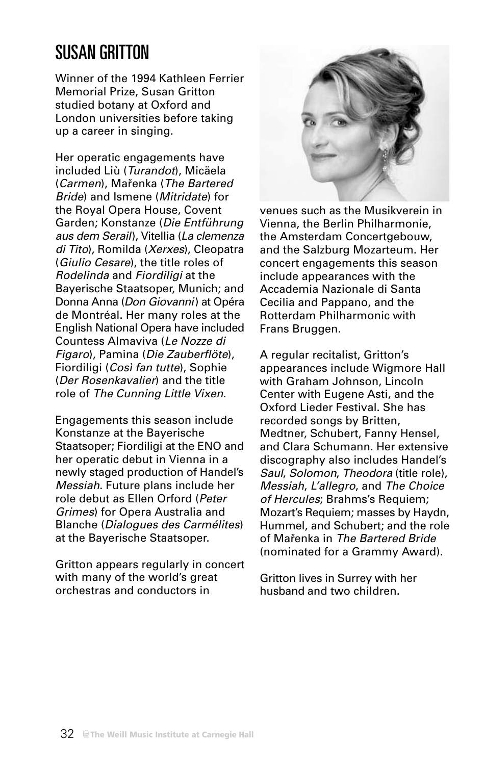# SUSAN GRITTON

Winner of the 1994 Kathleen Ferrier Memorial Prize, Susan Gritton studied botany at Oxford and London universities before taking up a career in singing.

Her operatic engagements have included Liù (*Turandot*), Micäela (*Carmen*), Mařenka (*The Bartered Bride*) and Ismene (*Mitridate*) for the Royal Opera House, Covent Garden; Konstanze (*Die Entführung aus dem Serail*), Vitellia (*La clemenza di Tito*), Romilda (*Xerxes*), Cleopatra (*Giulio Cesare*), the title roles of *Rodelinda* and *Fiordiligi* at the Bayerische Staatsoper, Munich; and Donna Anna (*Don Giovanni*) at Opéra de Montréal. Her many roles at the English National Opera have included Countess Almaviva (*Le Nozze di Figaro*), Pamina (*Die Zauberflöte*), Fiordiligi (*Così fan tutte*), Sophie (*Der Rosenkavalier*) and the title role of *The Cunning Little Vixen*.

Engagements this season include Konstanze at the Bayerische Staatsoper; Fiordiligi at the ENO and her operatic debut in Vienna in a newly staged production of Handel's *Messiah*. Future plans include her role debut as Ellen Orford (*Peter Grimes*) for Opera Australia and Blanche (*Dialogues des Carmélites*) at the Bayerische Staatsoper.

Gritton appears regularly in concert with many of the world's great orchestras and conductors in venues such as the Musikverein in Vienna, the Berlin Philharmonie, the Amsterdam Concertgebouw, and the Salzburg Mozarteum. Her concert engagements this season include appearances with the Accademia Nazionale di Santa Cecilia and Pappano, and the Rotterdam Philharmonic with Frans Bruggen.

A regular recitalist, Gritton's appearances include Wigmore Hall with Graham Johnson, Lincoln Center with Eugene Asti, and the Oxford Lieder Festival. She has recorded songs by Britten, Medtner, Schubert, Fanny Hensel, and Clara Schumann. Her extensive discography also includes Handel's *Saul*, *Solomon*, *Theodora* (title role), *Messiah*, *L'allegro*, and *The Choice of Hercules*; Brahms's Requiem; Mozart's Requiem; masses by Haydn, Hummel, and Schubert; and the role of Mařenka in *The Bartered Bride* (nominated for a Grammy Award).

Gritton lives in Surrey with her husband and two children.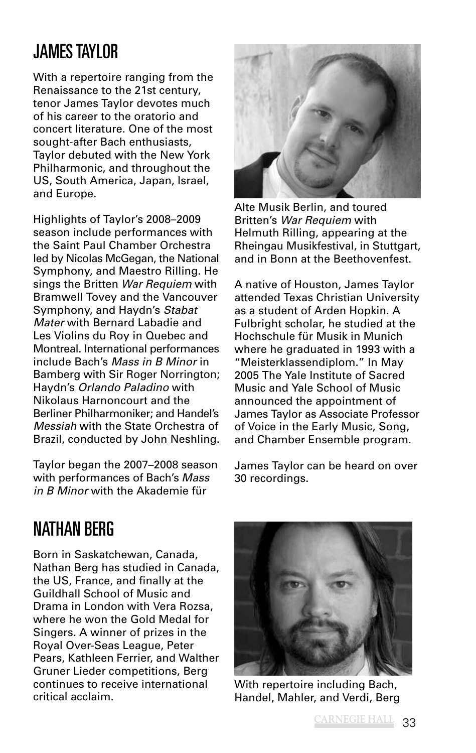## JAMES TAYLOR

With a repertoire ranging from the Renaissance to the 21st century, tenor James Taylor devotes much of his career to the oratorio and concert literature. One of the most sought-after Bach enthusiasts, Taylor debuted with the New York Philharmonic, and throughout the US, South America, Japan, Israel, and Europe.

Highlights of Taylor's 2008–2009 season include performances with the Saint Paul Chamber Orchestra led by Nicolas McGegan, the National Symphony, and Maestro Rilling. He sings the Britten *War Requiem* with Bramwell Tovey and the Vancouver Symphony, and Haydn's *Stabat Mater* with Bernard Labadie and Les Violins du Roy in Quebec and Montreal. International performances include Bach's *Mass in B Minor* in Bamberg with Sir Roger Norrington; Haydn's *Orlando Paladino* with Nikolaus Harnoncourt and the Berliner Philharmoniker; and Handel's *Messiah* with the State Orchestra of Brazil, conducted by John Neshling.

Taylor began the 2007–2008 season with performances of Bach's *Mass in B Minor* with the Akademie für Alte Musik Berlin, and toured Britten's *War Requiem* with Helmuth Rilling, appearing at the Rheingau Musikfestival, in Stuttgart, and in Bonn at the Beethovenfest.

A native of Houston, James Taylor attended Texas Christian University as a student of Arden Hopkin. A Fulbright scholar, he studied at the Hochschule für Musik in Munich where he graduated in 1993 with a "Meisterklassendiplom." In May 2005 The Yale Institute of Sacred Music and Yale School of Music announced the appointment of James Taylor as Associate Professor of Voice in the Early Music, Song, and Chamber Ensemble program.

James Taylor can be heard on over 30 recordings.

## NATHAN BERG

Born in Saskatchewan, Canada, Nathan Berg has studied in Canada, the US, France, and finally at the Guildhall School of Music and Drama in London with Vera Rozsa, where he won the Gold Medal for Singers. A winner of prizes in the Royal Over-Seas League, Peter Pears, Kathleen Ferrier, and Walther Gruner Lieder competitions, Berg continues to receive international critical acclaim.

With repertoire including Bach, Handel, Mahler, and Verdi, Berg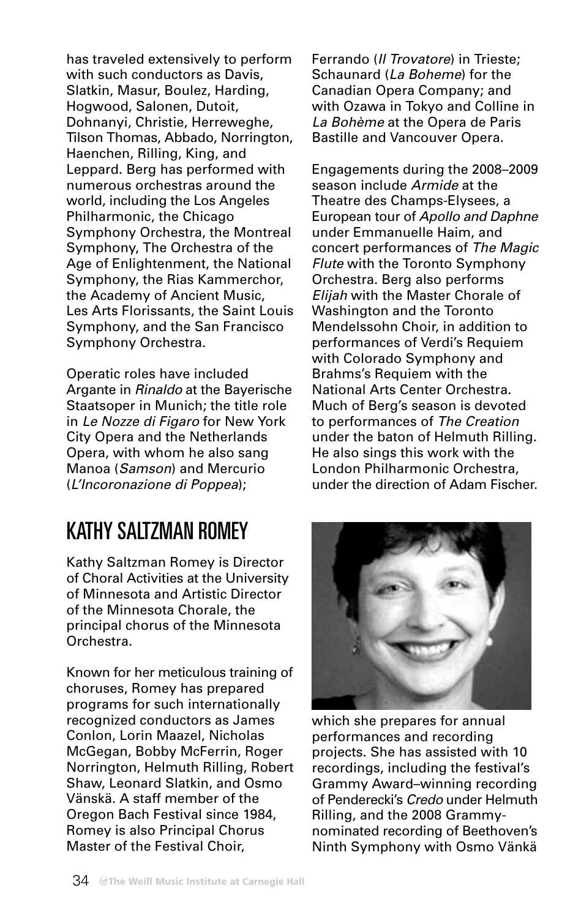has traveled extensively to perform with such conductors as Davis, Slatkin, Masur, Boulez, Harding, Hogwood, Salonen, Dutoit, Dohnanyi, Christie, Herreweghe, Tilson Thomas, Abbado, Norrington, Haenchen, Rilling, King, and Leppard. Berg has performed with numerous orchestras around the world, including the Los Angeles Philharmonic, the Chicago Symphony Orchestra, the Montreal Symphony, The Orchestra of the Age of Enlightenment, the National Symphony, the Rias Kammerchor, the Academy of Ancient Music, Les Arts Florissants, the Saint Louis Symphony, and the San Francisco Symphony Orchestra.

Operatic roles have included Argante in *Rinaldo* at the Bayerische Staatsoper in Munich; the title role in *Le Nozze di Figaro* for New York City Opera and the Netherlands Opera, with whom he also sang Manoa (*Samson*) and Mercurio (*L'Incoronazione di Poppea*); Ferrando (*Il Trovatore*) in Trieste; Schaunard (*La Boheme*) for the Canadian Opera Company; and with Ozawa in Tokyo and Colline in *La Bohème* at the Opera de Paris Bastille and Vancouver Opera.

Engagements during the 2008–2009 season include *Armide* at the Theatre des Champs-Elysees, a European tour of *Apollo and Daphne* under Emmanuelle Haim, and concert performances of *The Magic Flute* with the Toronto Symphony Orchestra. Berg also performs *Elijah* with the Master Chorale of Washington and the Toronto Mendelssohn Choir, in addition to performances of Verdi's Requiem with Colorado Symphony and Brahms's Requiem with the National Arts Center Orchestra. Much of Berg's season is devoted to performances of *The Creation* under the baton of Helmuth Rilling. He also sings this work with the London Philharmonic Orchestra, under the direction of Adam Fischer.

## KATHY SALTZMAN ROMEY

Kathy Saltzman Romey is Director of Choral Activities at the University of Minnesota and Artistic Director of the Minnesota Chorale, the principal chorus of the Minnesota Orchestra.

Known for her meticulous training of choruses, Romey has prepared programs for such internationally recognized conductors as James Conlon, Lorin Maazel, Nicholas McGegan, Bobby McFerrin, Roger Norrington, Helmuth Rilling, Robert Shaw, Leonard Slatkin, and Osmo Vänskä. A staff member of the Oregon Bach Festival since 1984, Romey is also Principal Chorus Master of the Festival Choir, which she prepares for annual performances and recording projects. She has assisted with 10 recordings, including the festival's Grammy Award–winning recording of Penderecki's *Credo* under Helmuth Rilling, and the 2008 Grammy-nominated recording of Beethoven's Ninth Symphony with Osmo Vänkä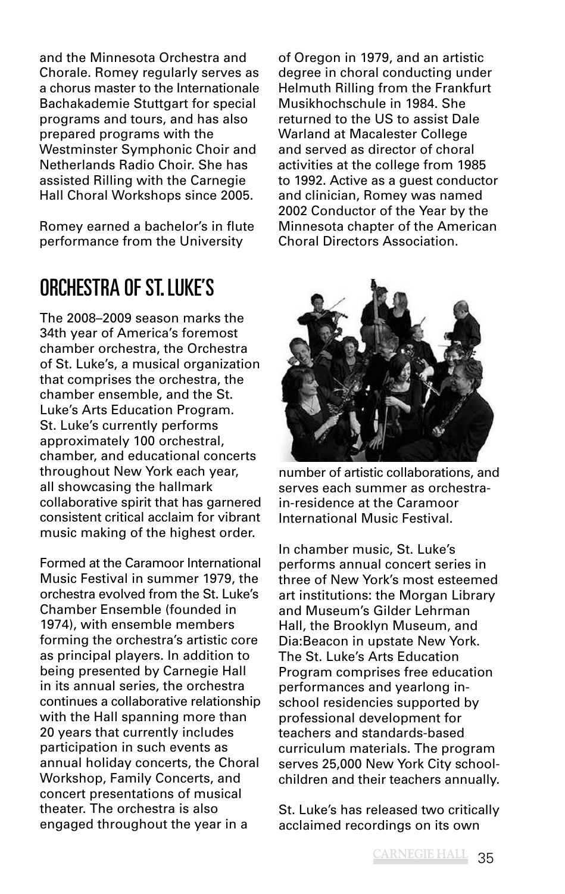and the Minnesota Orchestra and Chorale. Romey regularly serves as a chorus master to the Internationale Bachakademie Stuttgart for special programs and tours, and has also prepared programs with the Westminster Symphonic Choir and Netherlands Radio Choir. She has assisted Rilling with the Carnegie Hall Choral Workshops since 2005.

Romey earned a bachelor's in flute performance from the University of Oregon in 1979, and an artistic degree in choral conducting under Helmuth Rilling from the Frankfurt Musikhochschule in 1984. She returned to the US to assist Dale Warland at Macalester College and served as director of choral activities at the college from 1985 to 1992. Active as a guest conductor and clinician, Romey was named 2002 Conductor of the Year by the Minnesota chapter of the American Choral Directors Association.

## Orchestra of St. Luke's

The 2008–2009 season marks the 34th year of America's foremost chamber orchestra, the Orchestra of St. Luke's, a musical organization that comprises the orchestra, the chamber ensemble, and the St. Luke's Arts Education Program. St. Luke's currently performs approximately 100 orchestral, chamber, and educational concerts throughout New York each year, all showcasing the hallmark collaborative spirit that has garnered consistent critical acclaim for vibrant music making of the highest order.

Formed at the Caramoor International Music Festival in summer 1979, the orchestra evolved from the St. Luke's Chamber Ensemble (founded in 1974), with ensemble members forming the orchestra's artistic core as principal players. In addition to being presented by Carnegie Hall in its annual series, the orchestra continues a collaborative relationship with the Hall spanning more than 20 years that currently includes participation in such events as annual holiday concerts, the Choral Workshop, Family Concerts, and concert presentations of musical theater. The orchestra is also engaged throughout the year in a number of artistic collaborations, and serves each summer as orchestra-in-residence at the Caramoor International Music Festival.

In chamber music, St. Luke's performs annual concert series in three of New York's most esteemed art institutions: the Morgan Library and Museum's Gilder Lehrman Hall, the Brooklyn Museum, and Dia:Beacon in upstate New York. The St. Luke's Arts Education Program comprises free education performances and yearlong in-school residencies supported by professional development for teachers and standards-based curriculum materials. The program serves 25,000 New York City schoolchildren and their teachers annually.

St. Luke's has released two critically acclaimed recordings on its own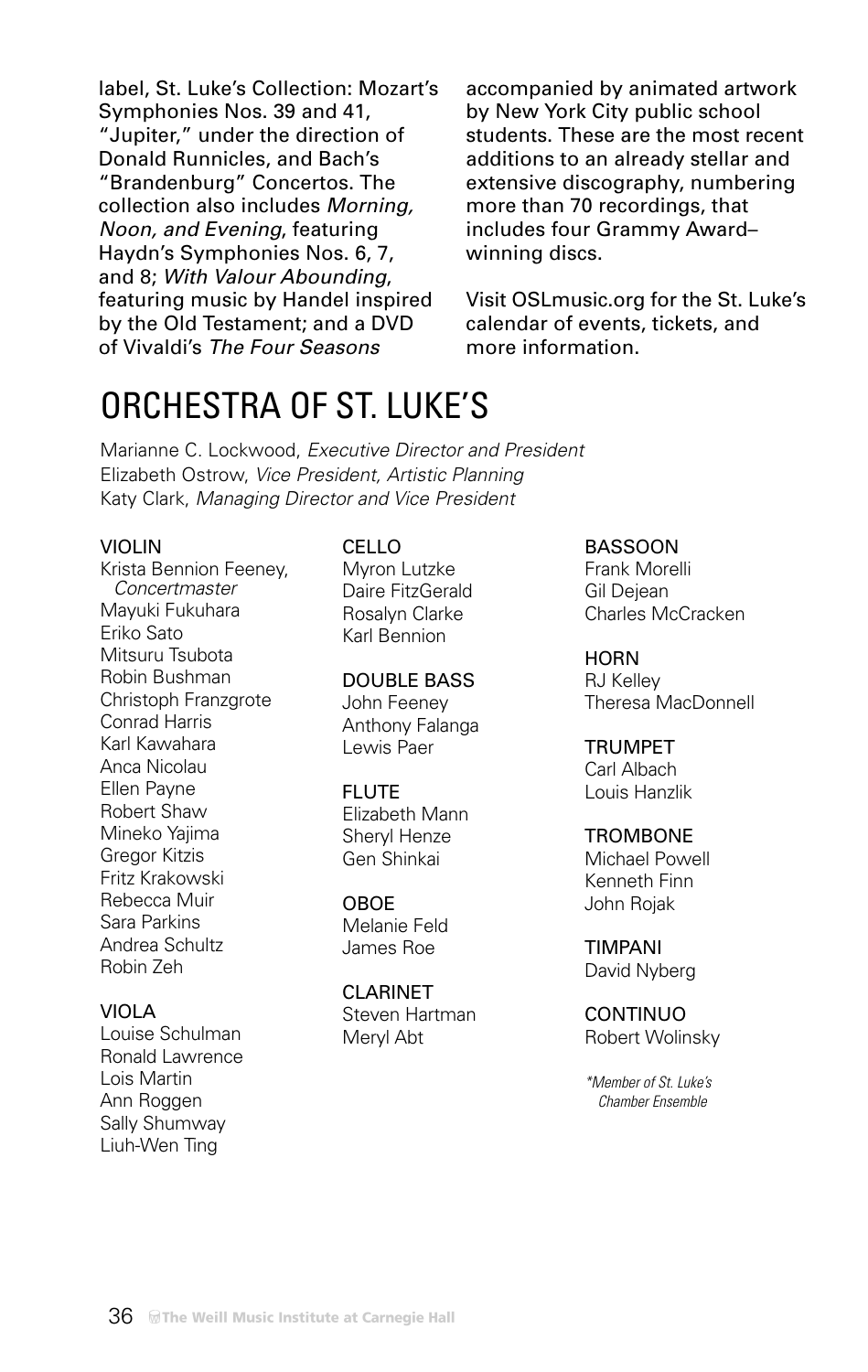label, St. Luke's Collection: Mozart's Symphonies Nos. 39 and 41, "Jupiter," under the direction of Donald Runnicles, and Bach's "Brandenburg" Concertos. The collection also includes *Morning, Noon, and Evening*, featuring Haydn's Symphonies Nos. 6, 7, and 8; *With Valour Abounding*, featuring music by Handel inspired by the Old Testament; and a DVD of Vivaldi's *The Four Seasons* accompanied by animated artwork by New York City public school students. These are the most recent additions to an already stellar and extensive discography, numbering more than 70 recordings, that includes four Grammy Award–winning discs.

Visit OSLmusic.org for the St. Luke's calendar of events, tickets, and more information.

# ORCHESTRA OF ST. LUKE'S

Marianne C. Lockwood, *Executive Director and President*
Elizabeth Ostrow, *Vice President, Artistic Planning*
Katy Clark, *Managing Director and Vice President*

**VIOLIN**
Krista Bennion Feeney, *Concertmaster*
Mayuki Fukuhara
Eriko Sato
Mitsuru Tsubota
Robin Bushman
Christoph Franzgrote
Conrad Harris
Karl Kawahara
Anca Nicolau
Ellen Payne
Robert Shaw
Mineko Yajima
Gregor Kitzis
Fritz Krakowski
Rebecca Muir
Sara Parkins
Andrea Schultz
Robin Zeh

**VIOLA**
Louise Schulman
Ronald Lawrence
Lois Martin
Ann Roggen
Sally Shumway
Liuh-Wen Ting

**CELLO**
Myron Lutzke
Daire FitzGerald
Rosalyn Clarke
Karl Bennion

**DOUBLE BASS**
John Feeney
Anthony Falanga
Lewis Paer

**FLUTE**
Elizabeth Mann
Sheryl Henze
Gen Shinkai

**OBOE**
Melanie Feld
James Roe

**CLARINET**
Steven Hartman
Meryl Abt

**BASSOON**
Frank Morelli
Gil Dejean
Charles McCracken

**HORN**
RJ Kelley
Theresa MacDonnell

**TRUMPET**
Carl Albach
Louis Hanzlik

**TROMBONE**
Michael Powell
Kenneth Finn
John Rojak

**TIMPANI**
David Nyberg

**CONTINUO**
Robert Wolinsky

*\*Member of St. Luke's Chamber Ensemble*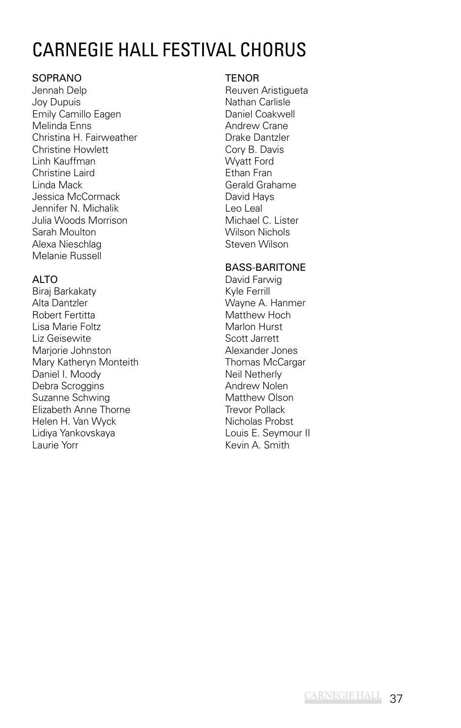# CARNEGIE HALL FESTIVAL CHORUS

### SOPRANO

Jennah Delp
Joy Dupuis
Emily Camillo Eagen
Melinda Enns
Christina H. Fairweather
Christine Howlett
Linh Kauffman
Christine Laird
Linda Mack
Jessica McCormack
Jennifer N. Michalik
Julia Woods Morrison
Sarah Moulton
Alexa Nieschlag
Melanie Russell

### ALTO

Biraj Barkakaty
Alta Dantzler
Robert Fertitta
Lisa Marie Foltz
Liz Geisewite
Marjorie Johnston
Mary Katheryn Monteith
Daniel I. Moody
Debra Scroggins
Suzanne Schwing
Elizabeth Anne Thorne
Helen H. Van Wyck
Lidiya Yankovskaya
Laurie Yorr

### TENOR

Reuven Aristigueta
Nathan Carlisle
Daniel Coakwell
Andrew Crane
Drake Dantzler
Cory B. Davis
Wyatt Ford
Ethan Fran
Gerald Grahame
David Hays
Leo Leal
Michael C. Lister
Wilson Nichols
Steven Wilson

### BASS-BARITONE

David Farwig
Kyle Ferrill
Wayne A. Hanmer
Matthew Hoch
Marlon Hurst
Scott Jarrett
Alexander Jones
Thomas McCargar
Neil Netherly
Andrew Nolen
Matthew Olson
Trevor Pollack
Nicholas Probst
Louis E. Seymour II
Kevin A. Smith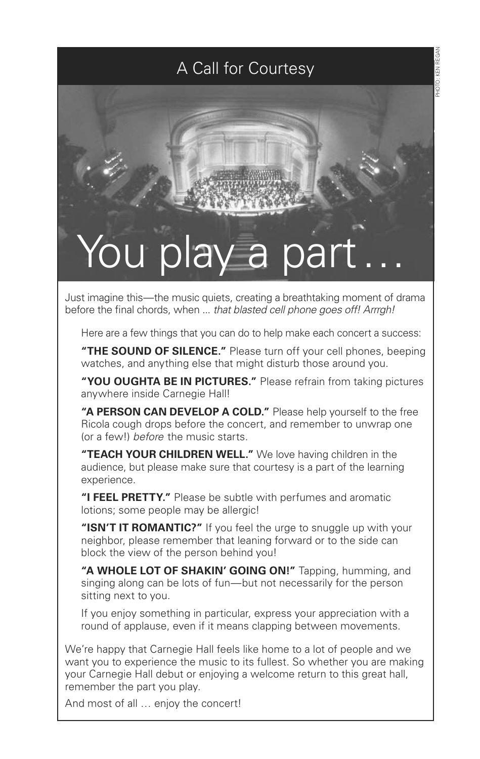# A Call for Courtesy

PHOTO: KEN REGAN

## You play a part…

Just imagine this—the music quiets, creating a breathtaking moment of drama before the final chords, when ... *that blasted cell phone goes off! Arrrgh!*

Here are a few things that you can do to help make each concert a success:

**"THE SOUND OF SILENCE."** Please turn off your cell phones, beeping watches, and anything else that might disturb those around you.

**"YOU OUGHTA BE IN PICTURES."** Please refrain from taking pictures anywhere inside Carnegie Hall!

**"A PERSON CAN DEVELOP A COLD."** Please help yourself to the free Ricola cough drops before the concert, and remember to unwrap one (or a few!) *before* the music starts.

**"TEACH YOUR CHILDREN WELL."** We love having children in the audience, but please make sure that courtesy is a part of the learning experience.

**"I FEEL PRETTY."** Please be subtle with perfumes and aromatic lotions; some people may be allergic!

**"ISN'T IT ROMANTIC?"** If you feel the urge to snuggle up with your neighbor, please remember that leaning forward or to the side can block the view of the person behind you!

**"A WHOLE LOT OF SHAKIN' GOING ON!"** Tapping, humming, and singing along can be lots of fun—but not necessarily for the person sitting next to you.

If you enjoy something in particular, express your appreciation with a round of applause, even if it means clapping between movements.

We're happy that Carnegie Hall feels like home to a lot of people and we want you to experience the music to its fullest. So whether you are making your Carnegie Hall debut or enjoying a welcome return to this great hall, remember the part you play.

And most of all … enjoy the concert!